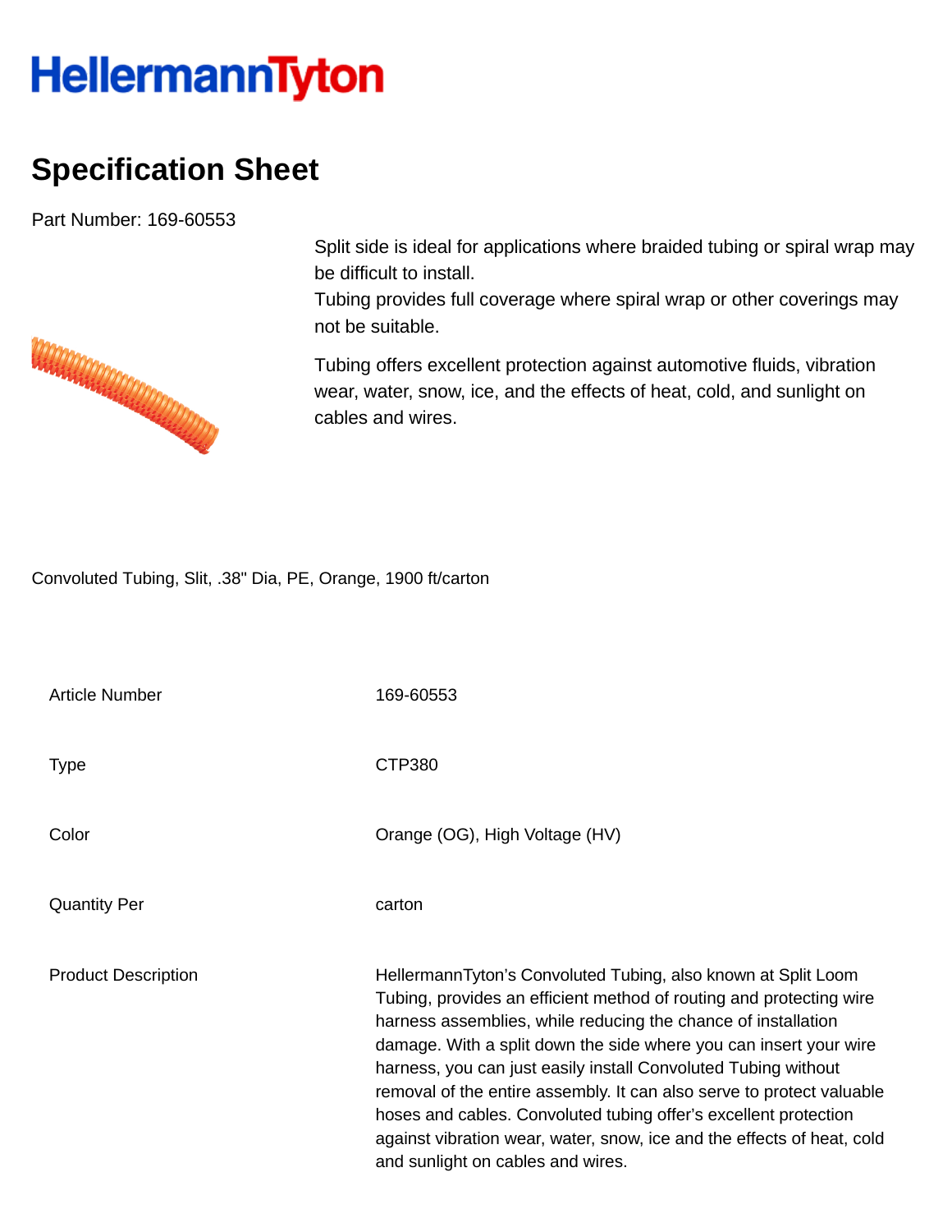HellermannTyton

# Specification Sheet

Part Number: 169-60553

Split side is ideal for applications where braided tubing or spiral wrap may be difficult to install.
Tubing provides full coverage where spiral wrap or other coverings may not be suitable.

Tubing offers excellent protection against automotive fluids, vibration wear, water, snow, ice, and the effects of heat, cold, and sunlight on cables and wires.

Convoluted Tubing, Slit, .38" Dia, PE, Orange, 1900 ft/carton

| | |
|---|---|
| Article Number | 169-60553 |
| Type | CTP380 |
| Color | Orange (OG), High Voltage (HV) |
| Quantity Per | carton |
| Product Description | HellermannTyton's Convoluted Tubing, also known at Split Loom Tubing, provides an efficient method of routing and protecting wire harness assemblies, while reducing the chance of installation damage. With a split down the side where you can insert your wire harness, you can just easily install Convoluted Tubing without removal of the entire assembly. It can also serve to protect valuable hoses and cables. Convoluted tubing offer's excellent protection against vibration wear, water, snow, ice and the effects of heat, cold and sunlight on cables and wires. |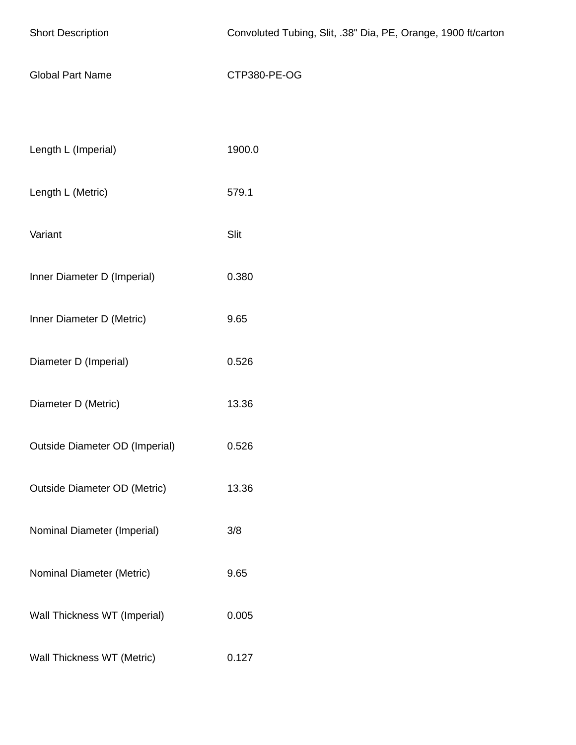| | |
|---|---|
| Short Description | Convoluted Tubing, Slit, .38" Dia, PE, Orange, 1900 ft/carton |
| Global Part Name | CTP380-PE-OG |
| | |
| Length L (Imperial) | 1900.0 |
| Length L (Metric) | 579.1 |
| Variant | Slit |
| Inner Diameter D (Imperial) | 0.380 |
| Inner Diameter D (Metric) | 9.65 |
| Diameter D (Imperial) | 0.526 |
| Diameter D (Metric) | 13.36 |
| Outside Diameter OD (Imperial) | 0.526 |
| Outside Diameter OD (Metric) | 13.36 |
| Nominal Diameter (Imperial) | 3/8 |
| Nominal Diameter (Metric) | 9.65 |
| Wall Thickness WT (Imperial) | 0.005 |
| Wall Thickness WT (Metric) | 0.127 |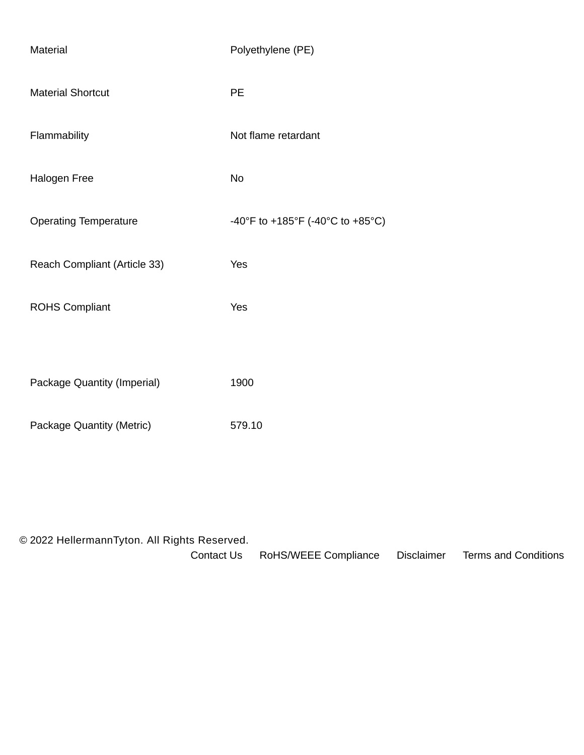| | |
|---|---|
| Material | Polyethylene (PE) |
| Material Shortcut | PE |
| Flammability | Not flame retardant |
| Halogen Free | No |
| Operating Temperature | -40°F to +185°F (-40°C to +85°C) |
| Reach Compliant (Article 33) | Yes |
| ROHS Compliant | Yes |

| | |
|---|---|
| Package Quantity (Imperial) | 1900 |
| Package Quantity (Metric) | 579.10 |

© 2022 HellermannTyton. All Rights Reserved.

Contact Us RoHS/WEEE Compliance Disclaimer Terms and Conditions